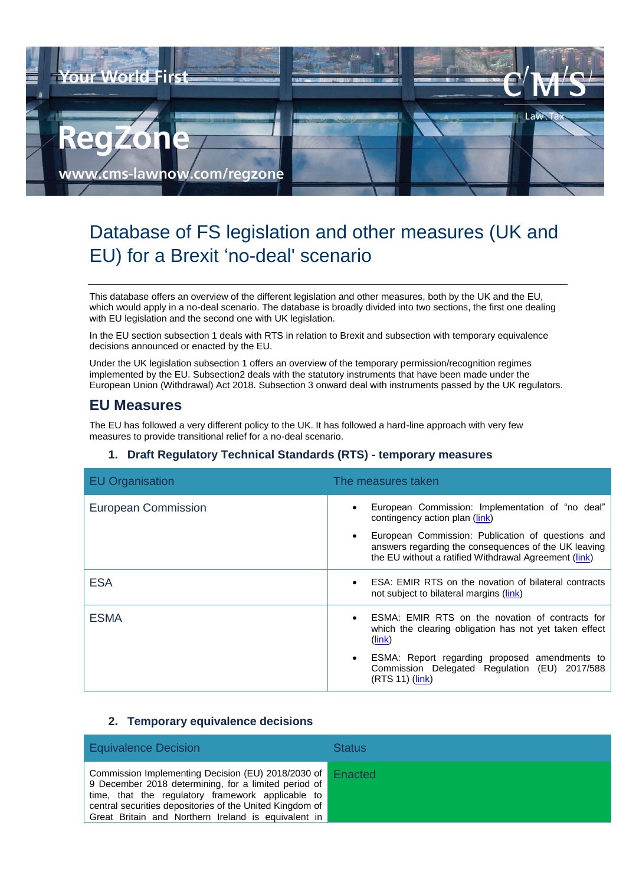Your World First

RegZone

www.cms-lawnow.com/regzone

# Database of FS legislation and other measures (UK and EU) for a Brexit 'no-deal' scenario

This database offers an overview of the different legislation and other measures, both by the UK and the EU, which would apply in a no-deal scenario. The database is broadly divided into two sections, the first one dealing with EU legislation and the second one with UK legislation.

In the EU section subsection 1 deals with RTS in relation to Brexit and subsection with temporary equivalence decisions announced or enacted by the EU.

Under the UK legislation subsection 1 offers an overview of the temporary permission/recognition regimes implemented by the EU. Subsection2 deals with the statutory instruments that have been made under the European Union (Withdrawal) Act 2018. Subsection 3 onward deal with instruments passed by the UK regulators.

## EU Measures

The EU has followed a very different policy to the UK. It has followed a hard-line approach with very few measures to provide transitional relief for a no-deal scenario.

### 1. Draft Regulatory Technical Standards (RTS) - temporary measures

| EU Organisation | The measures taken |
|---|---|
| European Commission | • European Commission: Implementation of "no deal" contingency action plan (link)<br>• European Commission: Publication of questions and answers regarding the consequences of the UK leaving the EU without a ratified Withdrawal Agreement (link) |
| ESA | • ESA: EMIR RTS on the novation of bilateral contracts not subject to bilateral margins (link) |
| ESMA | • ESMA: EMIR RTS on the novation of contracts for which the clearing obligation has not yet taken effect (link)<br>• ESMA: Report regarding proposed amendments to Commission Delegated Regulation (EU) 2017/588 (RTS 11) (link) |

### 2. Temporary equivalence decisions

| Equivalence Decision | Status |
|---|---|
| Commission Implementing Decision (EU) 2018/2030 of 9 December 2018 determining, for a limited period of time, that the regulatory framework applicable to central securities depositories of the United Kingdom of Great Britain and Northern Ireland is equivalent in | Enacted |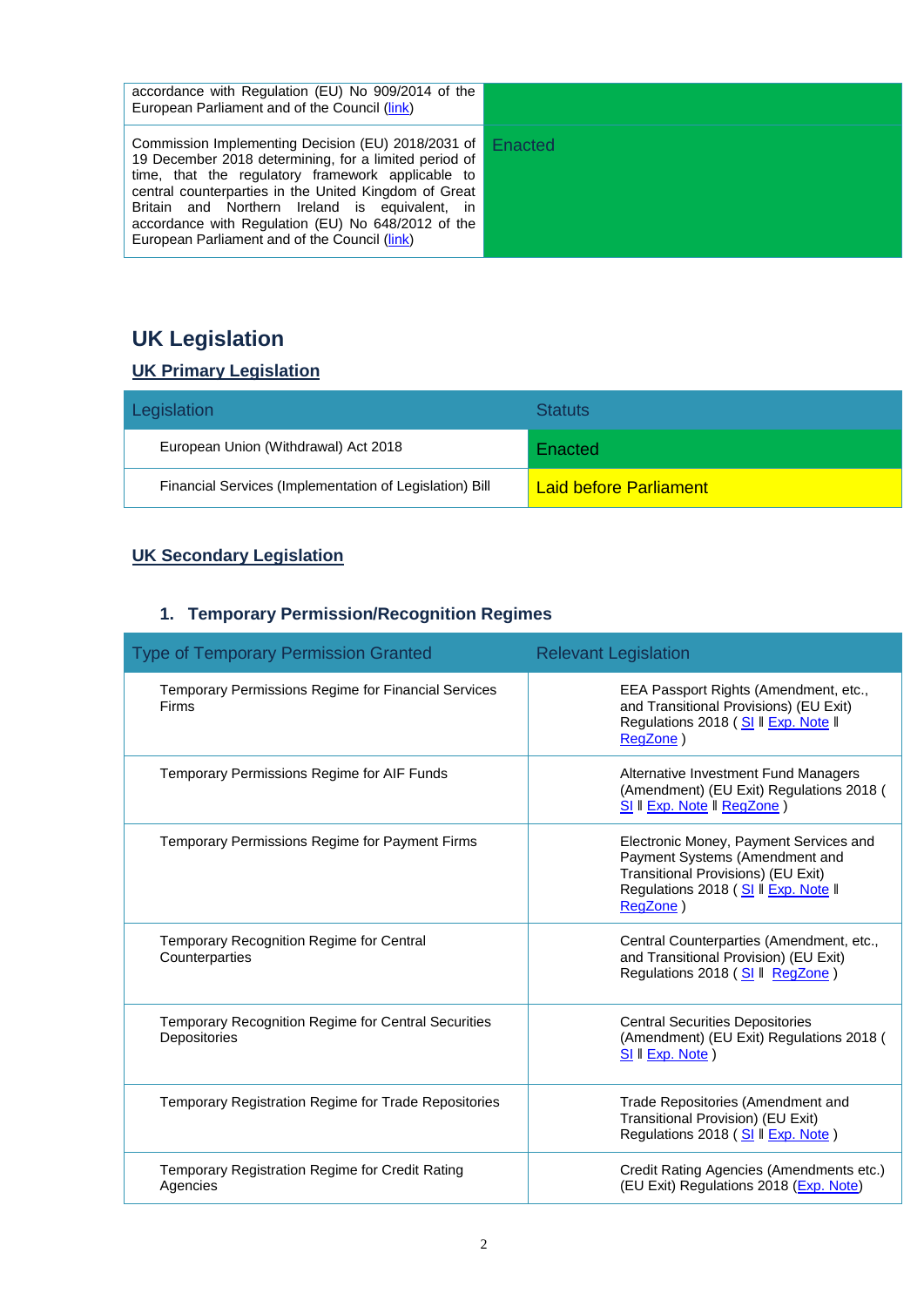| | |
|---|---|
| accordance with Regulation (EU) No 909/2014 of the European Parliament and of the Council (link) | |
| Commission Implementing Decision (EU) 2018/2031 of 19 December 2018 determining, for a limited period of time, that the regulatory framework applicable to central counterparties in the United Kingdom of Great Britain and Northern Ireland is equivalent, in accordance with Regulation (EU) No 648/2012 of the European Parliament and of the Council (link) | Enacted |

# UK Legislation

## UK Primary Legislation

| Legislation | Statuts |
|---|---|
| European Union (Withdrawal) Act 2018 | Enacted |
| Financial Services (Implementation of Legislation) Bill | Laid before Parliament |

## UK Secondary Legislation

### 1. Temporary Permission/Recognition Regimes

| Type of Temporary Permission Granted | Relevant Legislation |
|---|---|
| Temporary Permissions Regime for Financial Services Firms | EEA Passport Rights (Amendment, etc., and Transitional Provisions) (EU Exit) Regulations 2018 ( SI ǁ Exp. Note ǁ RegZone ) |
| Temporary Permissions Regime for AIF Funds | Alternative Investment Fund Managers (Amendment) (EU Exit) Regulations 2018 ( SI ǁ Exp. Note ǁ RegZone ) |
| Temporary Permissions Regime for Payment Firms | Electronic Money, Payment Services and Payment Systems (Amendment and Transitional Provisions) (EU Exit) Regulations 2018 ( SI ǁ Exp. Note ǁ RegZone ) |
| Temporary Recognition Regime for Central Counterparties | Central Counterparties (Amendment, etc., and Transitional Provision) (EU Exit) Regulations 2018 ( SI ǁ RegZone ) |
| Temporary Recognition Regime for Central Securities Depositories | Central Securities Depositories (Amendment) (EU Exit) Regulations 2018 ( SI ǁ Exp. Note ) |
| Temporary Registration Regime for Trade Repositories | Trade Repositories (Amendment and Transitional Provision) (EU Exit) Regulations 2018 ( SI ǁ Exp. Note ) |
| Temporary Registration Regime for Credit Rating Agencies | Credit Rating Agencies (Amendments etc.) (EU Exit) Regulations 2018 (Exp. Note) |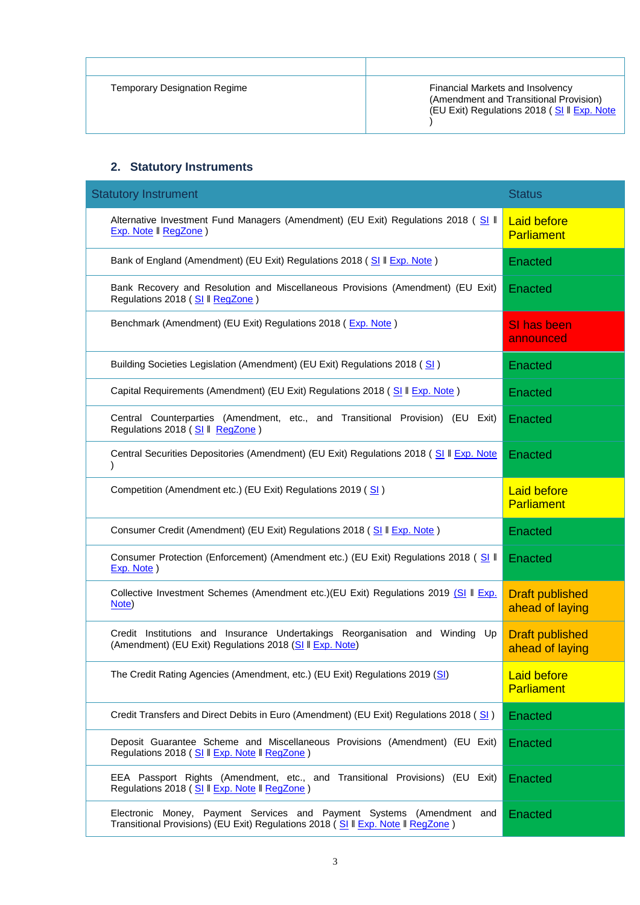| | |
|---|---|
| Temporary Designation Regime | Financial Markets and Insolvency (Amendment and Transitional Provision) (EU Exit) Regulations 2018 ( SI ǁ Exp. Note ) |

## 2. Statutory Instruments

| Statutory Instrument | Status |
|---|---|
| Alternative Investment Fund Managers (Amendment) (EU Exit) Regulations 2018 ( SI ǁ Exp. Note ǁ RegZone ) | Laid before Parliament |
| Bank of England (Amendment) (EU Exit) Regulations 2018 ( SI ǁ Exp. Note ) | Enacted |
| Bank Recovery and Resolution and Miscellaneous Provisions (Amendment) (EU Exit) Regulations 2018 ( SI ǁ RegZone ) | Enacted |
| Benchmark (Amendment) (EU Exit) Regulations 2018 ( Exp. Note ) | SI has been announced |
| Building Societies Legislation (Amendment) (EU Exit) Regulations 2018 ( SI ) | Enacted |
| Capital Requirements (Amendment) (EU Exit) Regulations 2018 ( SI ǁ Exp. Note ) | Enacted |
| Central Counterparties (Amendment, etc., and Transitional Provision) (EU Exit) Regulations 2018 ( SI ǁ RegZone ) | Enacted |
| Central Securities Depositories (Amendment) (EU Exit) Regulations 2018 ( SI ǁ Exp. Note ) | Enacted |
| Competition (Amendment etc.) (EU Exit) Regulations 2019 ( SI ) | Laid before Parliament |
| Consumer Credit (Amendment) (EU Exit) Regulations 2018 ( SI ǁ Exp. Note ) | Enacted |
| Consumer Protection (Enforcement) (Amendment etc.) (EU Exit) Regulations 2018 ( SI ǁ Exp. Note ) | Enacted |
| Collective Investment Schemes (Amendment etc.)(EU Exit) Regulations 2019 (SI ǁ Exp. Note) | Draft published ahead of laying |
| Credit Institutions and Insurance Undertakings Reorganisation and Winding Up (Amendment) (EU Exit) Regulations 2018 (SI ǁ Exp. Note) | Draft published ahead of laying |
| The Credit Rating Agencies (Amendment, etc.) (EU Exit) Regulations 2019 (SI) | Laid before Parliament |
| Credit Transfers and Direct Debits in Euro (Amendment) (EU Exit) Regulations 2018 ( SI ) | Enacted |
| Deposit Guarantee Scheme and Miscellaneous Provisions (Amendment) (EU Exit) Regulations 2018 ( SI ǁ Exp. Note ǁ RegZone ) | Enacted |
| EEA Passport Rights (Amendment, etc., and Transitional Provisions) (EU Exit) Regulations 2018 ( SI ǁ Exp. Note ǁ RegZone ) | Enacted |
| Electronic Money, Payment Services and Payment Systems (Amendment and Transitional Provisions) (EU Exit) Regulations 2018 ( SI ǁ Exp. Note ǁ RegZone ) | Enacted |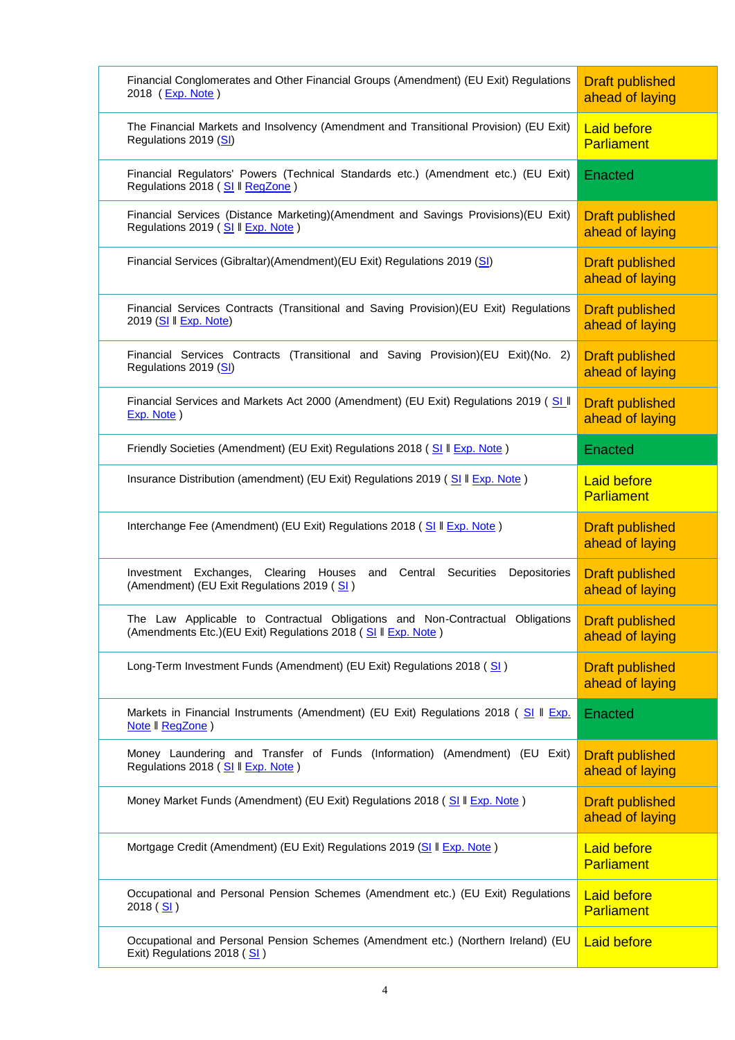| | |
|---|---|
| Financial Conglomerates and Other Financial Groups (Amendment) (EU Exit) Regulations 2018 ( Exp. Note ) | Draft published ahead of laying |
| The Financial Markets and Insolvency (Amendment and Transitional Provision) (EU Exit) Regulations 2019 (SI) | Laid before Parliament |
| Financial Regulators' Powers (Technical Standards etc.) (Amendment etc.) (EU Exit) Regulations 2018 ( SI ‖ RegZone ) | Enacted |
| Financial Services (Distance Marketing)(Amendment and Savings Provisions)(EU Exit) Regulations 2019 ( SI ‖ Exp. Note ) | Draft published ahead of laying |
| Financial Services (Gibraltar)(Amendment)(EU Exit) Regulations 2019 (SI) | Draft published ahead of laying |
| Financial Services Contracts (Transitional and Saving Provision)(EU Exit) Regulations 2019 (SI ‖ Exp. Note) | Draft published ahead of laying |
| Financial Services Contracts (Transitional and Saving Provision)(EU Exit)(No. 2) Regulations 2019 (SI) | Draft published ahead of laying |
| Financial Services and Markets Act 2000 (Amendment) (EU Exit) Regulations 2019 ( SI ‖ Exp. Note ) | Draft published ahead of laying |
| Friendly Societies (Amendment) (EU Exit) Regulations 2018 ( SI ‖ Exp. Note ) | Enacted |
| Insurance Distribution (amendment) (EU Exit) Regulations 2019 ( SI ‖ Exp. Note ) | Laid before Parliament |
| Interchange Fee (Amendment) (EU Exit) Regulations 2018 ( SI ‖ Exp. Note ) | Draft published ahead of laying |
| Investment Exchanges, Clearing Houses and Central Securities Depositories (Amendment) (EU Exit Regulations 2019 ( SI ) | Draft published ahead of laying |
| The Law Applicable to Contractual Obligations and Non-Contractual Obligations (Amendments Etc.)(EU Exit) Regulations 2018 ( SI ‖ Exp. Note ) | Draft published ahead of laying |
| Long-Term Investment Funds (Amendment) (EU Exit) Regulations 2018 ( SI ) | Draft published ahead of laying |
| Markets in Financial Instruments (Amendment) (EU Exit) Regulations 2018 ( SI ‖ Exp. Note ‖ RegZone ) | Enacted |
| Money Laundering and Transfer of Funds (Information) (Amendment) (EU Exit) Regulations 2018 ( SI ‖ Exp. Note ) | Draft published ahead of laying |
| Money Market Funds (Amendment) (EU Exit) Regulations 2018 ( SI ‖ Exp. Note ) | Draft published ahead of laying |
| Mortgage Credit (Amendment) (EU Exit) Regulations 2019 (SI ‖ Exp. Note ) | Laid before Parliament |
| Occupational and Personal Pension Schemes (Amendment etc.) (EU Exit) Regulations 2018 ( SI ) | Laid before Parliament |
| Occupational and Personal Pension Schemes (Amendment etc.) (Northern Ireland) (EU Exit) Regulations 2018 ( SI ) | Laid before |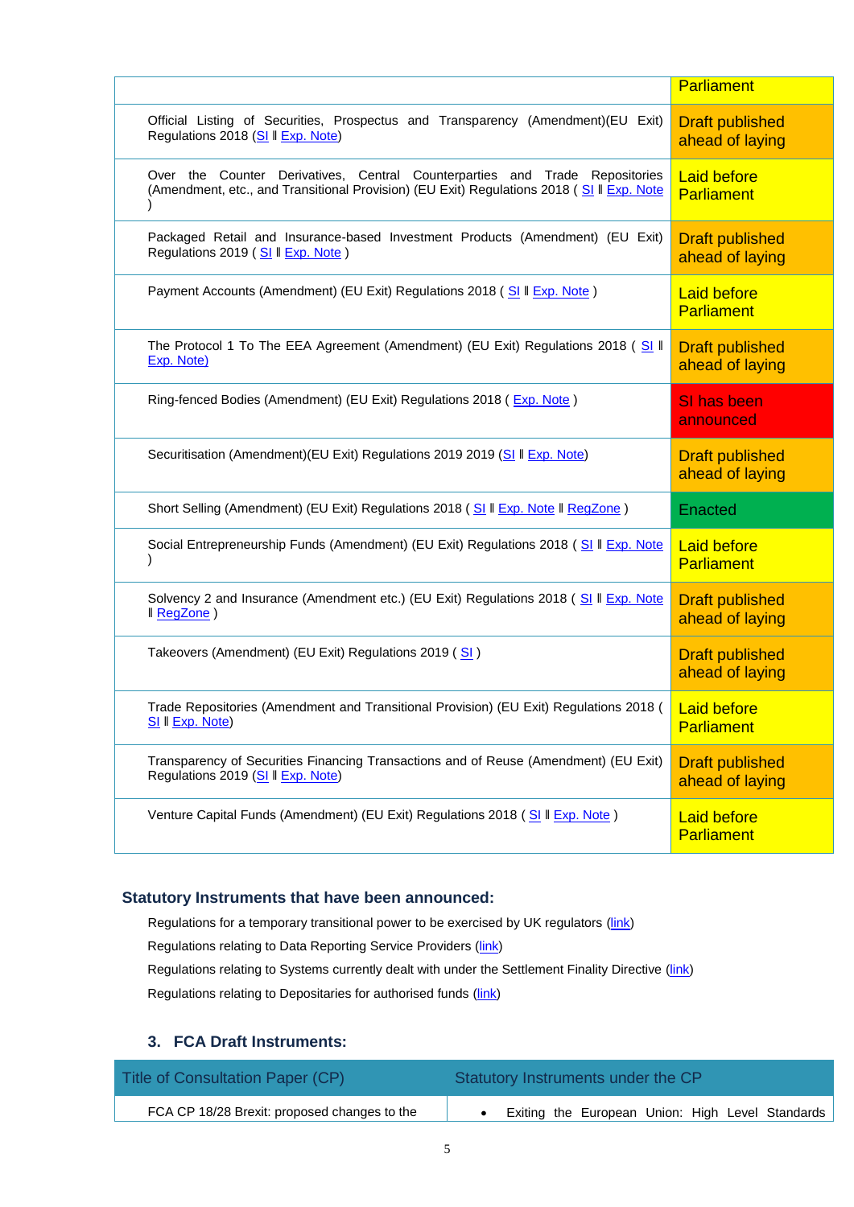| | |
|---|---|
| | Parliament |
| Official Listing of Securities, Prospectus and Transparency (Amendment)(EU Exit) Regulations 2018 (SI ǁ Exp. Note) | Draft published ahead of laying |
| Over the Counter Derivatives, Central Counterparties and Trade Repositories (Amendment, etc., and Transitional Provision) (EU Exit) Regulations 2018 ( SI ǁ Exp. Note ) | Laid before Parliament |
| Packaged Retail and Insurance-based Investment Products (Amendment) (EU Exit) Regulations 2019 ( SI ǁ Exp. Note ) | Draft published ahead of laying |
| Payment Accounts (Amendment) (EU Exit) Regulations 2018 ( SI ǁ Exp. Note ) | Laid before Parliament |
| The Protocol 1 To The EEA Agreement (Amendment) (EU Exit) Regulations 2018 ( SI ǁ Exp. Note) | Draft published ahead of laying |
| Ring-fenced Bodies (Amendment) (EU Exit) Regulations 2018 ( Exp. Note ) | SI has been announced |
| Securitisation (Amendment)(EU Exit) Regulations 2019 2019 (SI ǁ Exp. Note) | Draft published ahead of laying |
| Short Selling (Amendment) (EU Exit) Regulations 2018 ( SI ǁ Exp. Note ǁ RegZone ) | Enacted |
| Social Entrepreneurship Funds (Amendment) (EU Exit) Regulations 2018 ( SI ǁ Exp. Note ) | Laid before Parliament |
| Solvency 2 and Insurance (Amendment etc.) (EU Exit) Regulations 2018 ( SI ǁ Exp. Note ǁ RegZone ) | Draft published ahead of laying |
| Takeovers (Amendment) (EU Exit) Regulations 2019 ( SI ) | Draft published ahead of laying |
| Trade Repositories (Amendment and Transitional Provision) (EU Exit) Regulations 2018 ( SI ǁ Exp. Note) | Laid before Parliament |
| Transparency of Securities Financing Transactions and of Reuse (Amendment) (EU Exit) Regulations 2019 (SI ǁ Exp. Note) | Draft published ahead of laying |
| Venture Capital Funds (Amendment) (EU Exit) Regulations 2018 ( SI ǁ Exp. Note ) | Laid before Parliament |

**Statutory Instruments that have been announced:**

Regulations for a temporary transitional power to be exercised by UK regulators (link)

Regulations relating to Data Reporting Service Providers (link)

Regulations relating to Systems currently dealt with under the Settlement Finality Directive (link)

Regulations relating to Depositaries for authorised funds (link)

### 3. FCA Draft Instruments:

| Title of Consultation Paper (CP) | Statutory Instruments under the CP |
|---|---|
| FCA CP 18/28 Brexit: proposed changes to the | • Exiting the European Union: High Level Standards |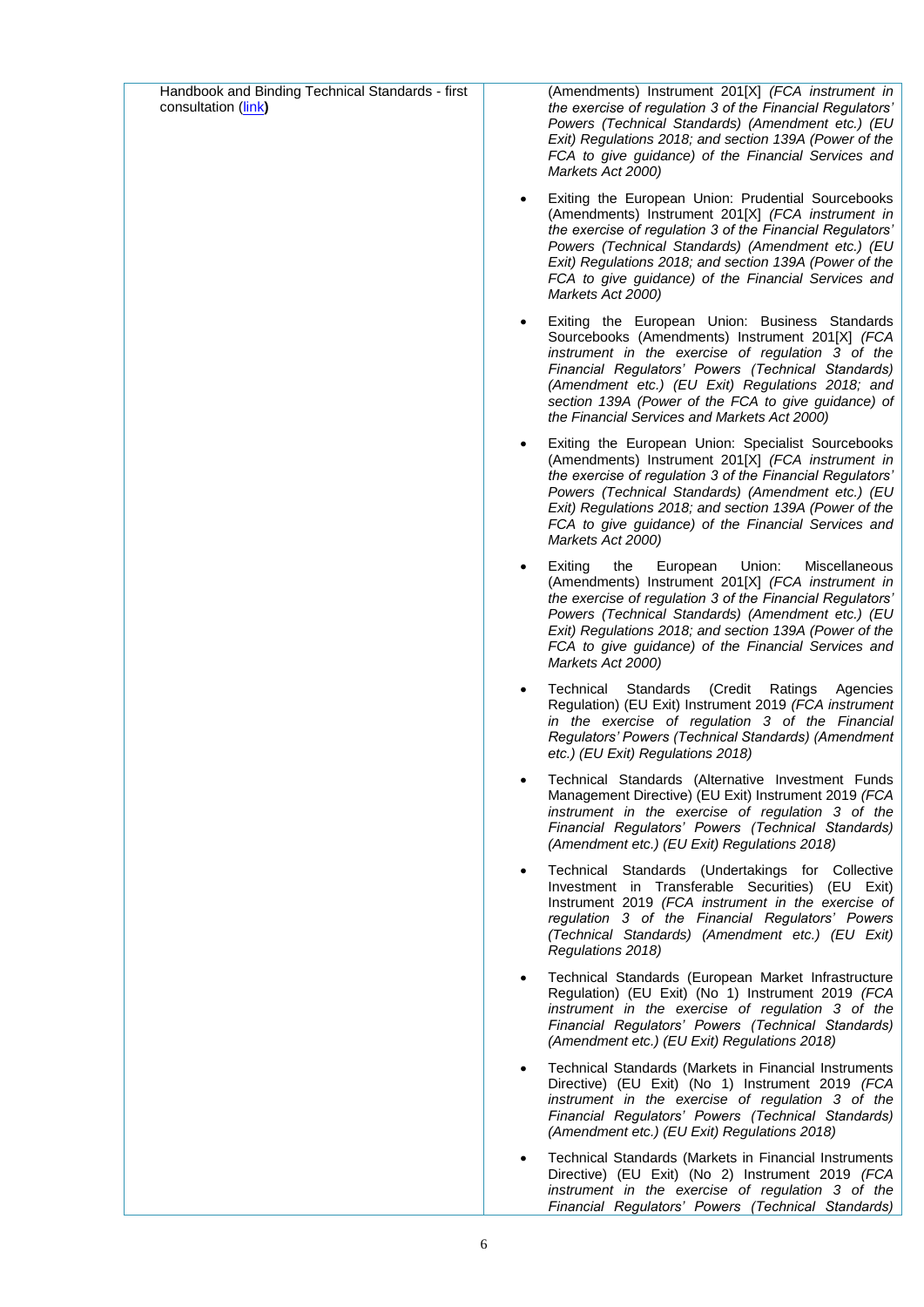| | |
|---|---|
| Handbook and Binding Technical Standards - first consultation ([link](#)) | (Amendments) Instrument 201[X] *(FCA instrument in the exercise of regulation 3 of the Financial Regulators' Powers (Technical Standards) (Amendment etc.) (EU Exit) Regulations 2018; and section 139A (Power of the FCA to give guidance) of the Financial Services and Markets Act 2000)*<br><br>• Exiting the European Union: Prudential Sourcebooks (Amendments) Instrument 201[X] *(FCA instrument in the exercise of regulation 3 of the Financial Regulators' Powers (Technical Standards) (Amendment etc.) (EU Exit) Regulations 2018; and section 139A (Power of the FCA to give guidance) of the Financial Services and Markets Act 2000)*<br><br>• Exiting the European Union: Business Standards Sourcebooks (Amendments) Instrument 201[X] *(FCA instrument in the exercise of regulation 3 of the Financial Regulators' Powers (Technical Standards) (Amendment etc.) (EU Exit) Regulations 2018; and section 139A (Power of the FCA to give guidance) of the Financial Services and Markets Act 2000)*<br><br>• Exiting the European Union: Specialist Sourcebooks (Amendments) Instrument 201[X] *(FCA instrument in the exercise of regulation 3 of the Financial Regulators' Powers (Technical Standards) (Amendment etc.) (EU Exit) Regulations 2018; and section 139A (Power of the FCA to give guidance) of the Financial Services and Markets Act 2000)*<br><br>• Exiting the European Union: Miscellaneous (Amendments) Instrument 201[X] *(FCA instrument in the exercise of regulation 3 of the Financial Regulators' Powers (Technical Standards) (Amendment etc.) (EU Exit) Regulations 2018; and section 139A (Power of the FCA to give guidance) of the Financial Services and Markets Act 2000)*<br><br>• Technical Standards (Credit Ratings Agencies Regulation) (EU Exit) Instrument 2019 *(FCA instrument in the exercise of regulation 3 of the Financial Regulators' Powers (Technical Standards) (Amendment etc.) (EU Exit) Regulations 2018)*<br><br>• Technical Standards (Alternative Investment Funds Management Directive) (EU Exit) Instrument 2019 *(FCA instrument in the exercise of regulation 3 of the Financial Regulators' Powers (Technical Standards) (Amendment etc.) (EU Exit) Regulations 2018)*<br><br>• Technical Standards (Undertakings for Collective Investment in Transferable Securities) (EU Exit) Instrument 2019 *(FCA instrument in the exercise of regulation 3 of the Financial Regulators' Powers (Technical Standards) (Amendment etc.) (EU Exit) Regulations 2018)*<br><br>• Technical Standards (European Market Infrastructure Regulation) (EU Exit) (No 1) Instrument 2019 *(FCA instrument in the exercise of regulation 3 of the Financial Regulators' Powers (Technical Standards) (Amendment etc.) (EU Exit) Regulations 2018)*<br><br>• Technical Standards (Markets in Financial Instruments Directive) (EU Exit) (No 1) Instrument 2019 *(FCA instrument in the exercise of regulation 3 of the Financial Regulators' Powers (Technical Standards) (Amendment etc.) (EU Exit) Regulations 2018)*<br><br>• Technical Standards (Markets in Financial Instruments Directive) (EU Exit) (No 2) Instrument 2019 *(FCA instrument in the exercise of regulation 3 of the Financial Regulators' Powers (Technical Standards)* |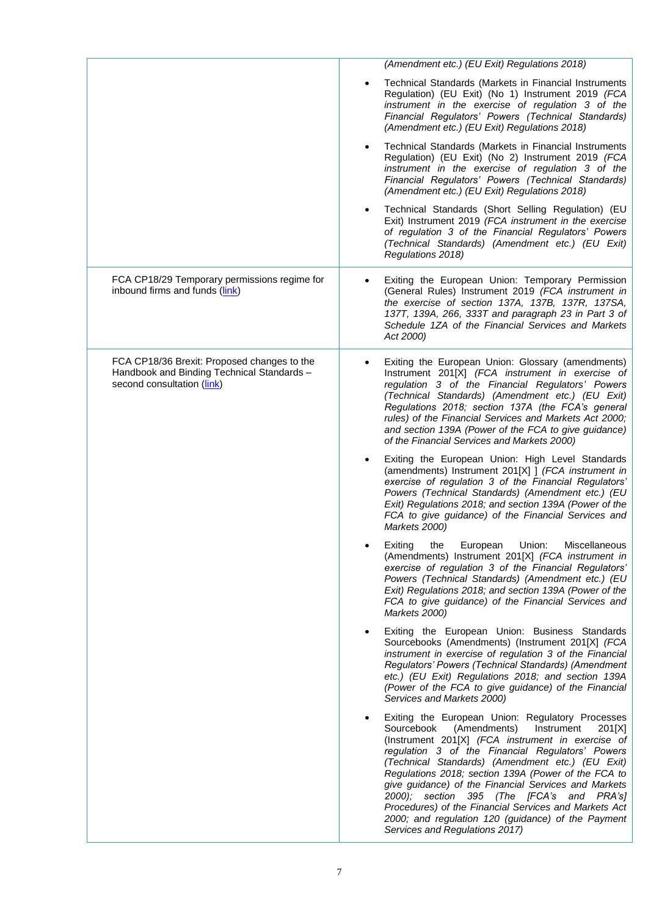| | |
|---|---|
| | *(Amendment etc.) (EU Exit) Regulations 2018)*<br>• Technical Standards (Markets in Financial Instruments Regulation) (EU Exit) (No 1) Instrument 2019 *(FCA instrument in the exercise of regulation 3 of the Financial Regulators' Powers (Technical Standards) (Amendment etc.) (EU Exit) Regulations 2018)*<br>• Technical Standards (Markets in Financial Instruments Regulation) (EU Exit) (No 2) Instrument 2019 *(FCA instrument in the exercise of regulation 3 of the Financial Regulators' Powers (Technical Standards) (Amendment etc.) (EU Exit) Regulations 2018)*<br>• Technical Standards (Short Selling Regulation) (EU Exit) Instrument 2019 *(FCA instrument in the exercise of regulation 3 of the Financial Regulators' Powers (Technical Standards) (Amendment etc.) (EU Exit) Regulations 2018)* |
| FCA CP18/29 Temporary permissions regime for inbound firms and funds (link) | • Exiting the European Union: Temporary Permission (General Rules) Instrument 2019 *(FCA instrument in the exercise of section 137A, 137B, 137R, 137SA, 137T, 139A, 266, 333T and paragraph 23 in Part 3 of Schedule 1ZA of the Financial Services and Markets Act 2000)* |
| FCA CP18/36 Brexit: Proposed changes to the Handbook and Binding Technical Standards – second consultation (link) | • Exiting the European Union: Glossary (amendments) Instrument 201[X] *(FCA instrument in exercise of regulation 3 of the Financial Regulators' Powers (Technical Standards) (Amendment etc.) (EU Exit) Regulations 2018; section 137A (the FCA's general rules) of the Financial Services and Markets Act 2000; and section 139A (Power of the FCA to give guidance) of the Financial Services and Markets 2000)*<br>• Exiting the European Union: High Level Standards (amendments) Instrument 201[X] ] *(FCA instrument in exercise of regulation 3 of the Financial Regulators' Powers (Technical Standards) (Amendment etc.) (EU Exit) Regulations 2018; and section 139A (Power of the FCA to give guidance) of the Financial Services and Markets 2000)*<br>• Exiting the European Union: Miscellaneous (Amendments) Instrument 201[X] *(FCA instrument in exercise of regulation 3 of the Financial Regulators' Powers (Technical Standards) (Amendment etc.) (EU Exit) Regulations 2018; and section 139A (Power of the FCA to give guidance) of the Financial Services and Markets 2000)*<br>• Exiting the European Union: Business Standards Sourcebooks (Amendments) (Instrument 201[X] *(FCA instrument in exercise of regulation 3 of the Financial Regulators' Powers (Technical Standards) (Amendment etc.) (EU Exit) Regulations 2018; and section 139A (Power of the FCA to give guidance) of the Financial Services and Markets 2000)*<br>• Exiting the European Union: Regulatory Processes Sourcebook (Amendments) Instrument 201[X] (Instrument 201[X] *(FCA instrument in exercise of regulation 3 of the Financial Regulators' Powers (Technical Standards) (Amendment etc.) (EU Exit) Regulations 2018; section 139A (Power of the FCA to give guidance) of the Financial Services and Markets 2000); section 395 (The [FCA's and PRA's] Procedures) of the Financial Services and Markets Act 2000; and regulation 120 (guidance) of the Payment Services and Regulations 2017)* |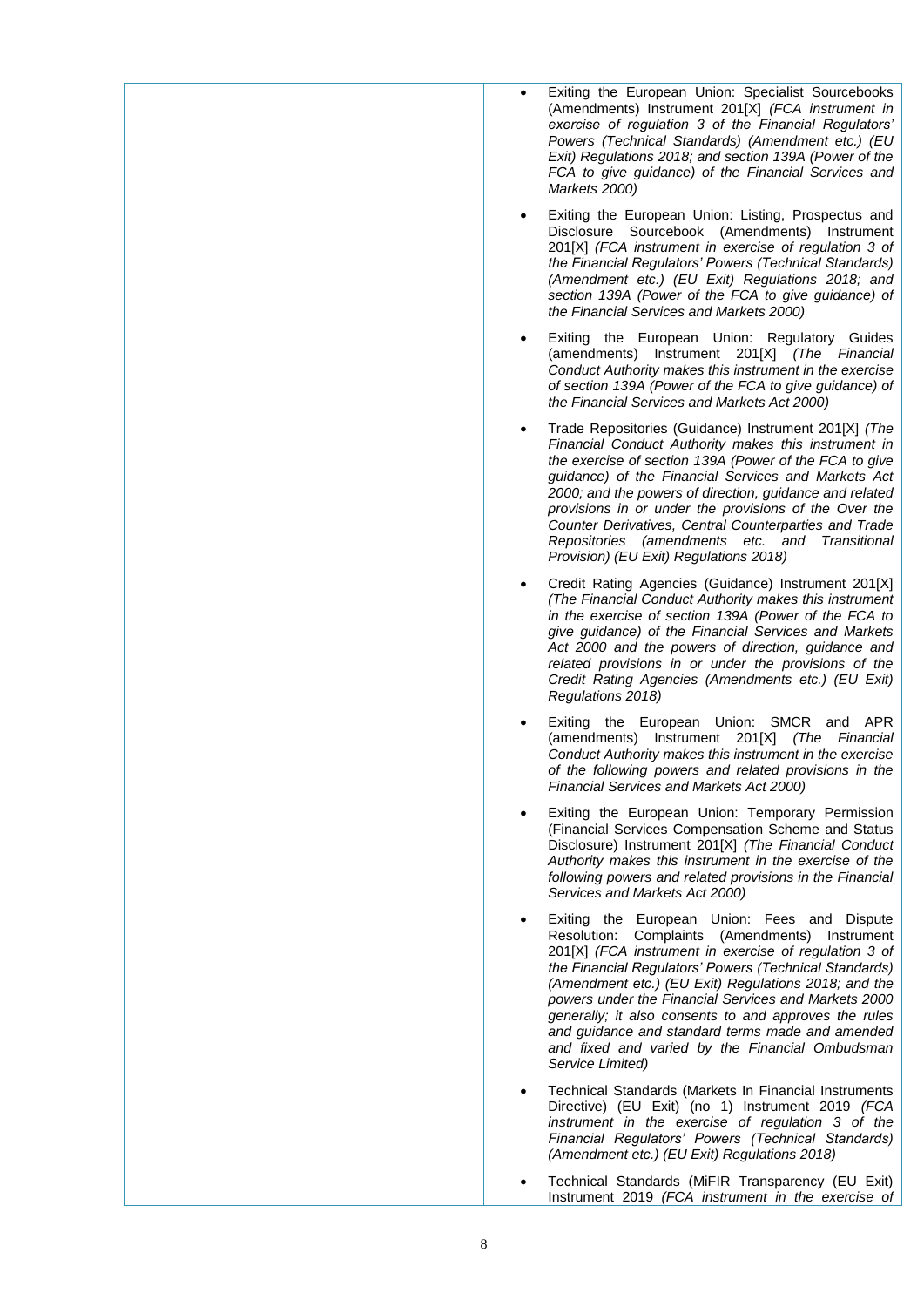| | |
|---|---|
| | - Exiting the European Union: Specialist Sourcebooks (Amendments) Instrument 201[X] *(FCA instrument in exercise of regulation 3 of the Financial Regulators' Powers (Technical Standards) (Amendment etc.) (EU Exit) Regulations 2018; and section 139A (Power of the FCA to give guidance) of the Financial Services and Markets 2000)*<br>- Exiting the European Union: Listing, Prospectus and Disclosure Sourcebook (Amendments) Instrument 201[X] *(FCA instrument in exercise of regulation 3 of the Financial Regulators' Powers (Technical Standards) (Amendment etc.) (EU Exit) Regulations 2018; and section 139A (Power of the FCA to give guidance) of the Financial Services and Markets 2000)*<br>- Exiting the European Union: Regulatory Guides (amendments) Instrument 201[X] *(The Financial Conduct Authority makes this instrument in the exercise of section 139A (Power of the FCA to give guidance) of the Financial Services and Markets Act 2000)*<br>- Trade Repositories (Guidance) Instrument 201[X] *(The Financial Conduct Authority makes this instrument in the exercise of section 139A (Power of the FCA to give guidance) of the Financial Services and Markets Act 2000; and the powers of direction, guidance and related provisions in or under the provisions of the Over the Counter Derivatives, Central Counterparties and Trade Repositories (amendments etc. and Transitional Provision) (EU Exit) Regulations 2018)*<br>- Credit Rating Agencies (Guidance) Instrument 201[X] *(The Financial Conduct Authority makes this instrument in the exercise of section 139A (Power of the FCA to give guidance) of the Financial Services and Markets Act 2000 and the powers of direction, guidance and related provisions in or under the provisions of the Credit Rating Agencies (Amendments etc.) (EU Exit) Regulations 2018)*<br>- Exiting the European Union: SMCR and APR (amendments) Instrument 201[X] *(The Financial Conduct Authority makes this instrument in the exercise of the following powers and related provisions in the Financial Services and Markets Act 2000)*<br>- Exiting the European Union: Temporary Permission (Financial Services Compensation Scheme and Status Disclosure) Instrument 201[X] *(The Financial Conduct Authority makes this instrument in the exercise of the following powers and related provisions in the Financial Services and Markets Act 2000)*<br>- Exiting the European Union: Fees and Dispute Resolution: Complaints (Amendments) Instrument 201[X] *(FCA instrument in exercise of regulation 3 of the Financial Regulators' Powers (Technical Standards) (Amendment etc.) (EU Exit) Regulations 2018; and the powers under the Financial Services and Markets 2000 generally; it also consents to and approves the rules and guidance and standard terms made and amended and fixed and varied by the Financial Ombudsman Service Limited)*<br>- Technical Standards (Markets In Financial Instruments Directive) (EU Exit) (no 1) Instrument 2019 *(FCA instrument in the exercise of regulation 3 of the Financial Regulators' Powers (Technical Standards) (Amendment etc.) (EU Exit) Regulations 2018)*<br>- Technical Standards (MiFIR Transparency (EU Exit) Instrument 2019 *(FCA instrument in the exercise of* |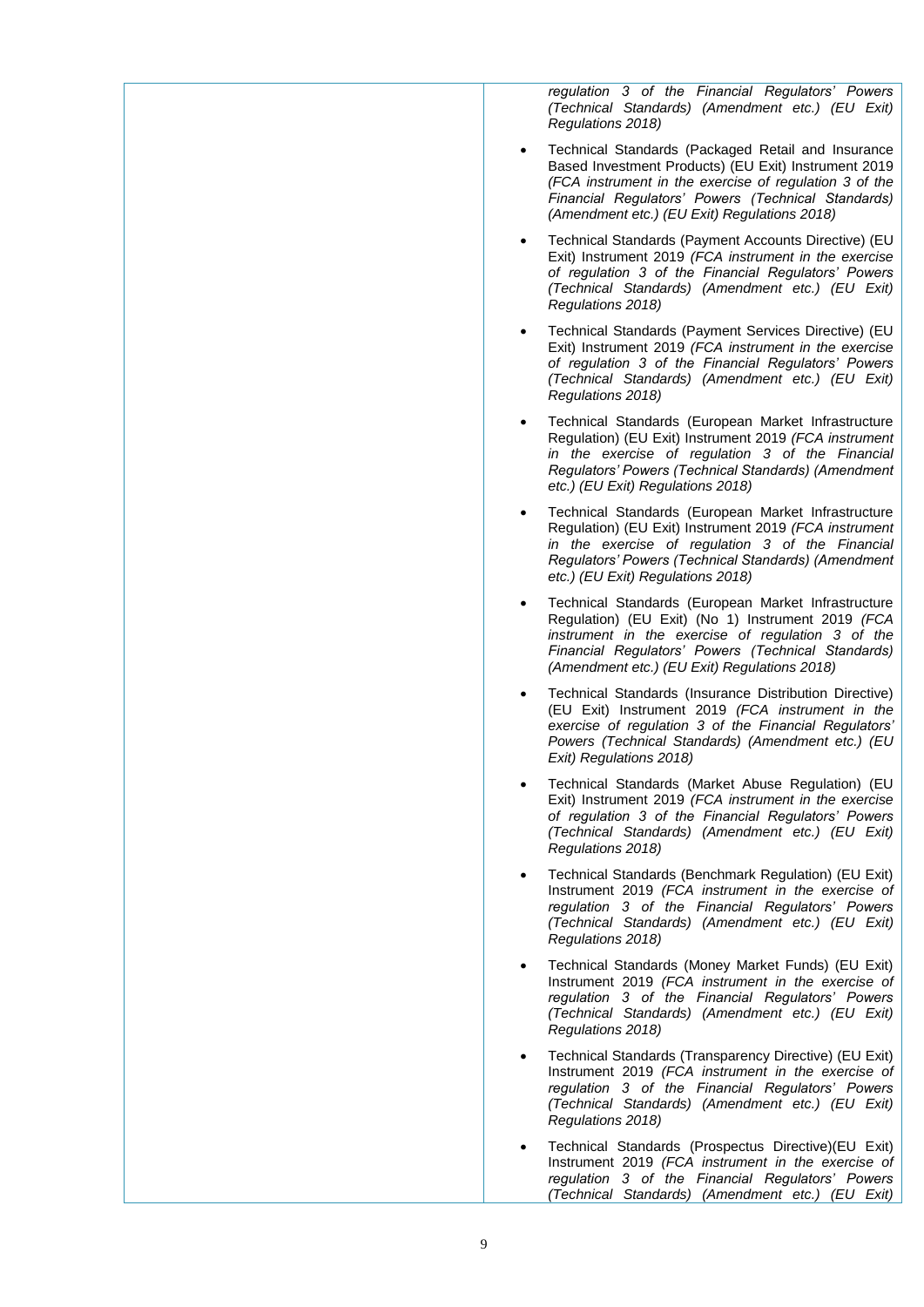| | *regulation 3 of the Financial Regulators' Powers (Technical Standards) (Amendment etc.) (EU Exit) Regulations 2018)*<br><br>• Technical Standards (Packaged Retail and Insurance Based Investment Products) (EU Exit) Instrument 2019 *(FCA instrument in the exercise of regulation 3 of the Financial Regulators' Powers (Technical Standards) (Amendment etc.) (EU Exit) Regulations 2018)*<br><br>• Technical Standards (Payment Accounts Directive) (EU Exit) Instrument 2019 *(FCA instrument in the exercise of regulation 3 of the Financial Regulators' Powers (Technical Standards) (Amendment etc.) (EU Exit) Regulations 2018)*<br><br>• Technical Standards (Payment Services Directive) (EU Exit) Instrument 2019 *(FCA instrument in the exercise of regulation 3 of the Financial Regulators' Powers (Technical Standards) (Amendment etc.) (EU Exit) Regulations 2018)*<br><br>• Technical Standards (European Market Infrastructure Regulation) (EU Exit) Instrument 2019 *(FCA instrument in the exercise of regulation 3 of the Financial Regulators' Powers (Technical Standards) (Amendment etc.) (EU Exit) Regulations 2018)*<br><br>• Technical Standards (European Market Infrastructure Regulation) (EU Exit) Instrument 2019 *(FCA instrument in the exercise of regulation 3 of the Financial Regulators' Powers (Technical Standards) (Amendment etc.) (EU Exit) Regulations 2018)*<br><br>• Technical Standards (European Market Infrastructure Regulation) (EU Exit) (No 1) Instrument 2019 *(FCA instrument in the exercise of regulation 3 of the Financial Regulators' Powers (Technical Standards) (Amendment etc.) (EU Exit) Regulations 2018)*<br><br>• Technical Standards (Insurance Distribution Directive) (EU Exit) Instrument 2019 *(FCA instrument in the exercise of regulation 3 of the Financial Regulators' Powers (Technical Standards) (Amendment etc.) (EU Exit) Regulations 2018)*<br><br>• Technical Standards (Market Abuse Regulation) (EU Exit) Instrument 2019 *(FCA instrument in the exercise of regulation 3 of the Financial Regulators' Powers (Technical Standards) (Amendment etc.) (EU Exit) Regulations 2018)*<br><br>• Technical Standards (Benchmark Regulation) (EU Exit) Instrument 2019 *(FCA instrument in the exercise of regulation 3 of the Financial Regulators' Powers (Technical Standards) (Amendment etc.) (EU Exit) Regulations 2018)*<br><br>• Technical Standards (Money Market Funds) (EU Exit) Instrument 2019 *(FCA instrument in the exercise of regulation 3 of the Financial Regulators' Powers (Technical Standards) (Amendment etc.) (EU Exit) Regulations 2018)*<br><br>• Technical Standards (Transparency Directive) (EU Exit) Instrument 2019 *(FCA instrument in the exercise of regulation 3 of the Financial Regulators' Powers (Technical Standards) (Amendment etc.) (EU Exit) Regulations 2018)*<br><br>• Technical Standards (Prospectus Directive)(EU Exit) Instrument 2019 *(FCA instrument in the exercise of regulation 3 of the Financial Regulators' Powers (Technical Standards) (Amendment etc.) (EU Exit)* |
|---|---|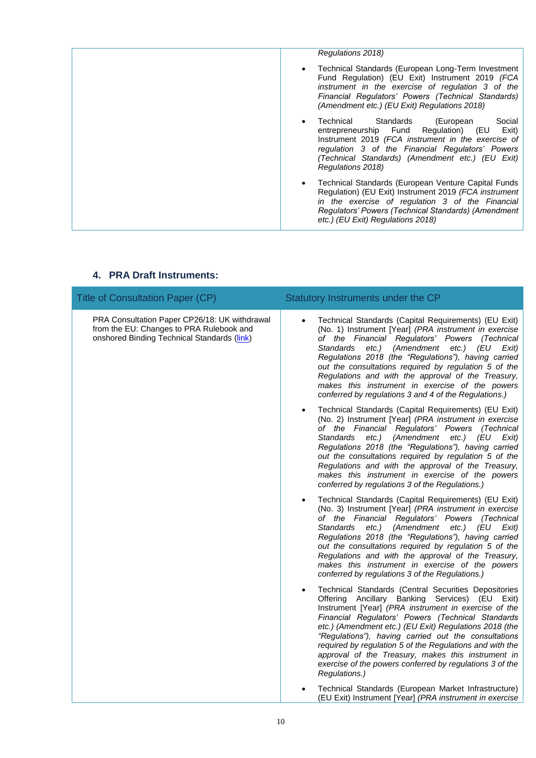| | |
|---|---|
| | *Regulations 2018)*<br><br>• Technical Standards (European Long-Term Investment Fund Regulation) (EU Exit) Instrument 2019 *(FCA instrument in the exercise of regulation 3 of the Financial Regulators' Powers (Technical Standards) (Amendment etc.) (EU Exit) Regulations 2018)*<br><br>• Technical Standards (European Social entrepreneurship Fund Regulation) (EU Exit) Instrument 2019 *(FCA instrument in the exercise of regulation 3 of the Financial Regulators' Powers (Technical Standards) (Amendment etc.) (EU Exit) Regulations 2018)*<br><br>• Technical Standards (European Venture Capital Funds Regulation) (EU Exit) Instrument 2019 *(FCA instrument in the exercise of regulation 3 of the Financial Regulators' Powers (Technical Standards) (Amendment etc.) (EU Exit) Regulations 2018)* |

## 4. PRA Draft Instruments:

| Title of Consultation Paper (CP) | Statutory Instruments under the CP |
|---|---|
| PRA Consultation Paper CP26/18: UK withdrawal from the EU: Changes to PRA Rulebook and onshored Binding Technical Standards (link) | • Technical Standards (Capital Requirements) (EU Exit) (No. 1) Instrument [Year] *(PRA instrument in exercise of the Financial Regulators' Powers (Technical Standards etc.) (Amendment etc.) (EU Exit) Regulations 2018 (the "Regulations"), having carried out the consultations required by regulation 5 of the Regulations and with the approval of the Treasury, makes this instrument in exercise of the powers conferred by regulations 3 and 4 of the Regulations.)*<br><br>• Technical Standards (Capital Requirements) (EU Exit) (No. 2) Instrument [Year] *(PRA instrument in exercise of the Financial Regulators' Powers (Technical Standards etc.) (Amendment etc.) (EU Exit) Regulations 2018 (the "Regulations"), having carried out the consultations required by regulation 5 of the Regulations and with the approval of the Treasury, makes this instrument in exercise of the powers conferred by regulations 3 of the Regulations.)*<br><br>• Technical Standards (Capital Requirements) (EU Exit) (No. 3) Instrument [Year] *(PRA instrument in exercise of the Financial Regulators' Powers (Technical Standards etc.) (Amendment etc.) (EU Exit) Regulations 2018 (the "Regulations"), having carried out the consultations required by regulation 5 of the Regulations and with the approval of the Treasury, makes this instrument in exercise of the powers conferred by regulations 3 of the Regulations.)*<br><br>• Technical Standards (Central Securities Depositories Offering Ancillary Banking Services) (EU Exit) Instrument [Year] *(PRA instrument in exercise of the Financial Regulators' Powers (Technical Standards etc.) (Amendment etc.) (EU Exit) Regulations 2018 (the "Regulations"), having carried out the consultations required by regulation 5 of the Regulations and with the approval of the Treasury, makes this instrument in exercise of the powers conferred by regulations 3 of the Regulations.)*<br><br>• Technical Standards (European Market Infrastructure) (EU Exit) Instrument [Year] *(PRA instrument in exercise* |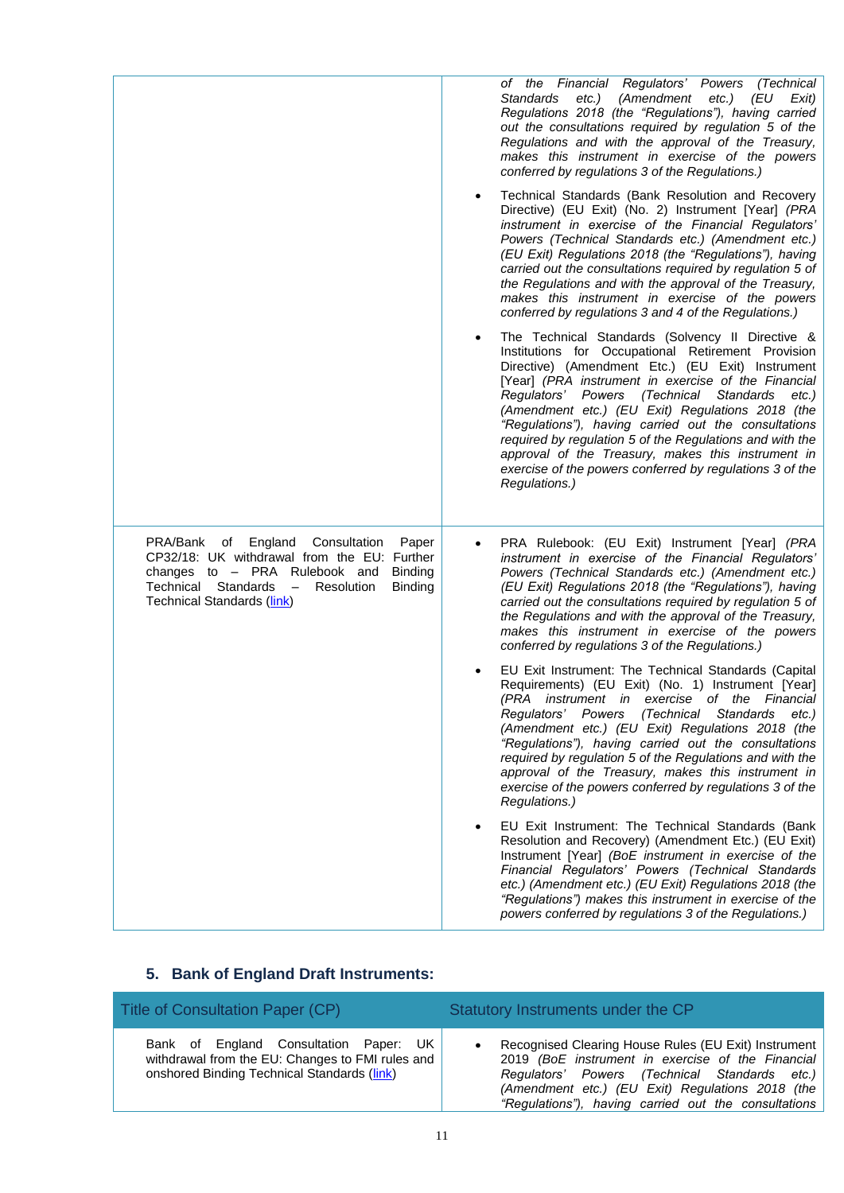| | |
|---|---|
| | *of the Financial Regulators' Powers (Technical Standards etc.) (Amendment etc.) (EU Exit) Regulations 2018 (the "Regulations"), having carried out the consultations required by regulation 5 of the Regulations and with the approval of the Treasury, makes this instrument in exercise of the powers conferred by regulations 3 of the Regulations.)*<br>• Technical Standards (Bank Resolution and Recovery Directive) (EU Exit) (No. 2) Instrument [Year] *(PRA instrument in exercise of the Financial Regulators' Powers (Technical Standards etc.) (Amendment etc.) (EU Exit) Regulations 2018 (the "Regulations"), having carried out the consultations required by regulation 5 of the Regulations and with the approval of the Treasury, makes this instrument in exercise of the powers conferred by regulations 3 and 4 of the Regulations.)*<br>• The Technical Standards (Solvency II Directive & Institutions for Occupational Retirement Provision Directive) (Amendment Etc.) (EU Exit) Instrument [Year] *(PRA instrument in exercise of the Financial Regulators' Powers (Technical Standards etc.) (Amendment etc.) (EU Exit) Regulations 2018 (the "Regulations"), having carried out the consultations required by regulation 5 of the Regulations and with the approval of the Treasury, makes this instrument in exercise of the powers conferred by regulations 3 of the Regulations.)* |
| PRA/Bank of England Consultation Paper CP32/18: UK withdrawal from the EU: Further changes to – PRA Rulebook and Binding Technical Standards – Resolution Binding Technical Standards (link) | • PRA Rulebook: (EU Exit) Instrument [Year] *(PRA instrument in exercise of the Financial Regulators' Powers (Technical Standards etc.) (Amendment etc.) (EU Exit) Regulations 2018 (the "Regulations"), having carried out the consultations required by regulation 5 of the Regulations and with the approval of the Treasury, makes this instrument in exercise of the powers conferred by regulations 3 of the Regulations.)*<br>• EU Exit Instrument: The Technical Standards (Capital Requirements) (EU Exit) (No. 1) Instrument [Year] *(PRA instrument in exercise of the Financial Regulators' Powers (Technical Standards etc.) (Amendment etc.) (EU Exit) Regulations 2018 (the "Regulations"), having carried out the consultations required by regulation 5 of the Regulations and with the approval of the Treasury, makes this instrument in exercise of the powers conferred by regulations 3 of the Regulations.)*<br>• EU Exit Instrument: The Technical Standards (Bank Resolution and Recovery) (Amendment Etc.) (EU Exit) Instrument [Year] *(BoE instrument in exercise of the Financial Regulators' Powers (Technical Standards etc.) (Amendment etc.) (EU Exit) Regulations 2018 (the "Regulations") makes this instrument in exercise of the powers conferred by regulations 3 of the Regulations.)* |

## 5. Bank of England Draft Instruments:

| Title of Consultation Paper (CP) | Statutory Instruments under the CP |
|---|---|
| Bank of England Consultation Paper: UK withdrawal from the EU: Changes to FMI rules and onshored Binding Technical Standards (link) | • Recognised Clearing House Rules (EU Exit) Instrument 2019 *(BoE instrument in exercise of the Financial Regulators' Powers (Technical Standards etc.) (Amendment etc.) (EU Exit) Regulations 2018 (the "Regulations"), having carried out the consultations* |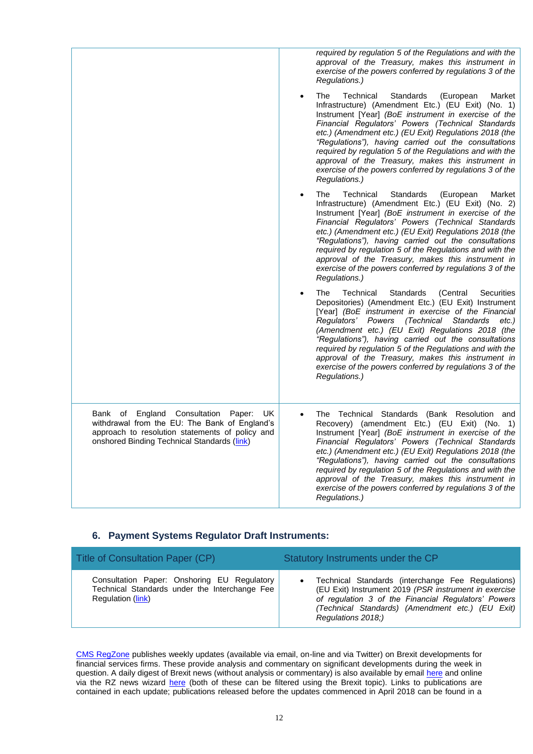| | |
|---|---|
| | *required by regulation 5 of the Regulations and with the approval of the Treasury, makes this instrument in exercise of the powers conferred by regulations 3 of the Regulations.)*<br>• The Technical Standards (European Market Infrastructure) (Amendment Etc.) (EU Exit) (No. 1) Instrument [Year] *(BoE instrument in exercise of the Financial Regulators' Powers (Technical Standards etc.) (Amendment etc.) (EU Exit) Regulations 2018 (the "Regulations"), having carried out the consultations required by regulation 5 of the Regulations and with the approval of the Treasury, makes this instrument in exercise of the powers conferred by regulations 3 of the Regulations.)*<br>• The Technical Standards (European Market Infrastructure) (Amendment Etc.) (EU Exit) (No. 2) Instrument [Year] *(BoE instrument in exercise of the Financial Regulators' Powers (Technical Standards etc.) (Amendment etc.) (EU Exit) Regulations 2018 (the "Regulations"), having carried out the consultations required by regulation 5 of the Regulations and with the approval of the Treasury, makes this instrument in exercise of the powers conferred by regulations 3 of the Regulations.)*<br>• The Technical Standards (Central Securities Depositories) (Amendment Etc.) (EU Exit) Instrument [Year] *(BoE instrument in exercise of the Financial Regulators' Powers (Technical Standards etc.) (Amendment etc.) (EU Exit) Regulations 2018 (the "Regulations"), having carried out the consultations required by regulation 5 of the Regulations and with the approval of the Treasury, makes this instrument in exercise of the powers conferred by regulations 3 of the Regulations.)* |
| Bank of England Consultation Paper: UK withdrawal from the EU: The Bank of England's approach to resolution statements of policy and onshored Binding Technical Standards (link) | • The Technical Standards (Bank Resolution and Recovery) (amendment Etc.) (EU Exit) (No. 1) Instrument [Year] *(BoE instrument in exercise of the Financial Regulators' Powers (Technical Standards etc.) (Amendment etc.) (EU Exit) Regulations 2018 (the "Regulations"), having carried out the consultations required by regulation 5 of the Regulations and with the approval of the Treasury, makes this instrument in exercise of the powers conferred by regulations 3 of the Regulations.)* |

## 6. Payment Systems Regulator Draft Instruments:

| Title of Consultation Paper (CP) | Statutory Instruments under the CP |
|---|---|
| Consultation Paper: Onshoring EU Regulatory Technical Standards under the Interchange Fee Regulation (link) | • Technical Standards (interchange Fee Regulations) (EU Exit) Instrument 2019 *(PSR instrument in exercise of regulation 3 of the Financial Regulators' Powers (Technical Standards) (Amendment etc.) (EU Exit) Regulations 2018;)* |

CMS RegZone publishes weekly updates (available via email, on-line and via Twitter) on Brexit developments for financial services firms. These provide analysis and commentary on significant developments during the week in question. A daily digest of Brexit news (without analysis or commentary) is also available by email here and online via the RZ news wizard here (both of these can be filtered using the Brexit topic). Links to publications are contained in each update; publications released before the updates commenced in April 2018 can be found in a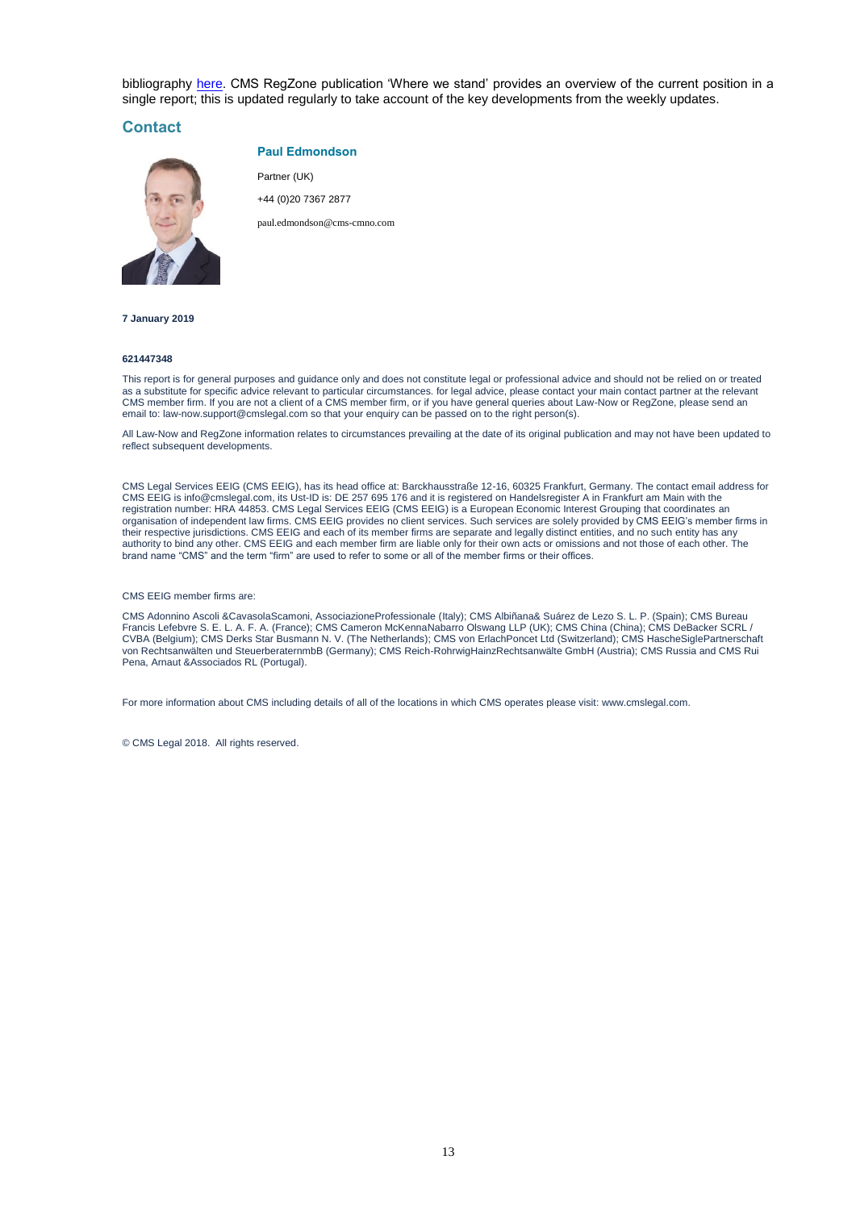bibliography here. CMS RegZone publication 'Where we stand' provides an overview of the current position in a single report; this is updated regularly to take account of the key developments from the weekly updates.

## Contact

**Paul Edmondson**

Partner (UK)

+44 (0)20 7367 2877

paul.edmondson@cms-cmno.com

**7 January 2019**

**621447348**

This report is for general purposes and guidance only and does not constitute legal or professional advice and should not be relied on or treated as a substitute for specific advice relevant to particular circumstances. for legal advice, please contact your main contact partner at the relevant CMS member firm. If you are not a client of a CMS member firm, or if you have general queries about Law-Now or RegZone, please send an email to: law-now.support@cmslegal.com so that your enquiry can be passed on to the right person(s).

All Law-Now and RegZone information relates to circumstances prevailing at the date of its original publication and may not have been updated to reflect subsequent developments.

CMS Legal Services EEIG (CMS EEIG), has its head office at: Barckhausstraße 12-16, 60325 Frankfurt, Germany. The contact email address for CMS EEIG is info@cmslegal.com, its Ust-ID is: DE 257 695 176 and it is registered on Handelsregister A in Frankfurt am Main with the registration number: HRA 44853. CMS Legal Services EEIG (CMS EEIG) is a European Economic Interest Grouping that coordinates an organisation of independent law firms. CMS EEIG provides no client services. Such services are solely provided by CMS EEIG's member firms in their respective jurisdictions. CMS EEIG and each of its member firms are separate and legally distinct entities, and no such entity has any authority to bind any other. CMS EEIG and each member firm are liable only for their own acts or omissions and not those of each other. The brand name "CMS" and the term "firm" are used to refer to some or all of the member firms or their offices.

CMS EEIG member firms are:

CMS Adonnino Ascoli &CavasolaScamoni, AssociazioneProfessionale (Italy); CMS Albiñana& Suárez de Lezo S. L. P. (Spain); CMS Bureau Francis Lefebvre S. E. L. A. F. A. (France); CMS Cameron McKennaNabarro Olswang LLP (UK); CMS China (China); CMS DeBacker SCRL / CVBA (Belgium); CMS Derks Star Busmann N. V. (The Netherlands); CMS von ErlachPoncet Ltd (Switzerland); CMS HascheSiglePartnerschaft von Rechtsanwälten und SteuerberaternmbB (Germany); CMS Reich-RohrwigHainzRechtsanwälte GmbH (Austria); CMS Russia and CMS Rui Pena, Arnaut &Associados RL (Portugal).

For more information about CMS including details of all of the locations in which CMS operates please visit: www.cmslegal.com.

© CMS Legal 2018. All rights reserved.